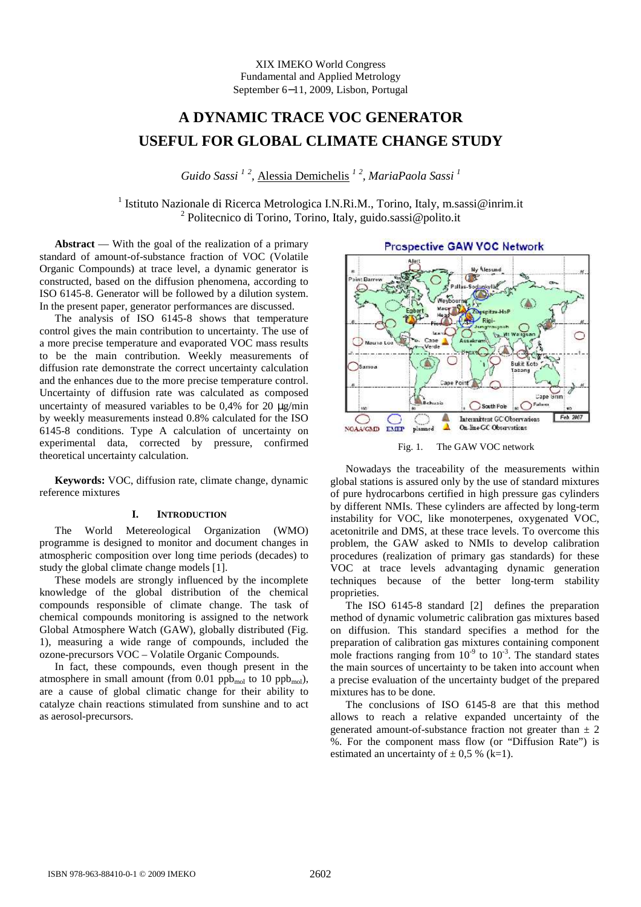XIX IMEKO World Congress
Fundamental and Applied Metrology
September 6−11, 2009, Lisbon, Portugal

# A DYNAMIC TRACE VOC GENERATOR USEFUL FOR GLOBAL CLIMATE CHANGE STUDY

*Guido Sassi* [1,2], Alessia Demichelis [1,2], *MariaPaola Sassi* [1]

[1] Istituto Nazionale di Ricerca Metrologica I.N.Ri.M., Torino, Italy, m.sassi@inrim.it
[2] Politecnico di Torino, Torino, Italy, guido.sassi@polito.it

**Abstract** — With the goal of the realization of a primary standard of amount-of-substance fraction of VOC (Volatile Organic Compounds) at trace level, a dynamic generator is constructed, based on the diffusion phenomena, according to ISO 6145-8. Generator will be followed by a dilution system. In the present paper, generator performances are discussed.

The analysis of ISO 6145-8 shows that temperature control gives the main contribution to uncertainty. The use of a more precise temperature and evaporated VOC mass results to be the main contribution. Weekly measurements of diffusion rate demonstrate the correct uncertainty calculation and the enhances due to the more precise temperature control. Uncertainty of diffusion rate was calculated as composed uncertainty of measured variables to be 0,4% for 20 μg/min by weekly measurements instead 0.8% calculated for the ISO 6145-8 conditions. Type A calculation of uncertainty on experimental data, corrected by pressure, confirmed theoretical uncertainty calculation.

**Keywords:** VOC, diffusion rate, climate change, dynamic reference mixtures

## I. INTRODUCTION

The World Metereological Organization (WMO) programme is designed to monitor and document changes in atmospheric composition over long time periods (decades) to study the global climate change models [1].

These models are strongly influenced by the incomplete knowledge of the global distribution of the chemical compounds responsible of climate change. The task of chemical compounds monitoring is assigned to the network Global Atmosphere Watch (GAW), globally distributed (Fig. 1), measuring a wide range of compounds, included the ozone-precursors VOC – Volatile Organic Compounds.

In fact, these compounds, even though present in the atmosphere in small amount (from 0.01 $ppb_{mol}$ to 10 $ppb_{mol}$), are a cause of global climatic change for their ability to catalyze chain reactions stimulated from sunshine and to act as aerosol-precursors.

Fig. 1. The GAW VOC network

Nowadays the traceability of the measurements within global stations is assured only by the use of standard mixtures of pure hydrocarbons certified in high pressure gas cylinders by different NMIs. These cylinders are affected by long-term instability for VOC, like monoterpenes, oxygenated VOC, acetonitrile and DMS, at these trace levels. To overcome this problem, the GAW asked to NMIs to develop calibration procedures (realization of primary gas standards) for these VOC at trace levels advantaging dynamic generation techniques because of the better long-term stability proprieties.

The ISO 6145-8 standard [2] defines the preparation method of dynamic volumetric calibration gas mixtures based on diffusion. This standard specifies a method for the preparation of calibration gas mixtures containing component mole fractions ranging from $10^{-9}$ to $10^{-3}$. The standard states the main sources of uncertainty to be taken into account when a precise evaluation of the uncertainty budget of the prepared mixtures has to be done.

The conclusions of ISO 6145-8 are that this method allows to reach a relative expanded uncertainty of the generated amount-of-substance fraction not greater than ± 2 %. For the component mass flow (or "Diffusion Rate") is estimated an uncertainty of ± 0,5 % (k=1).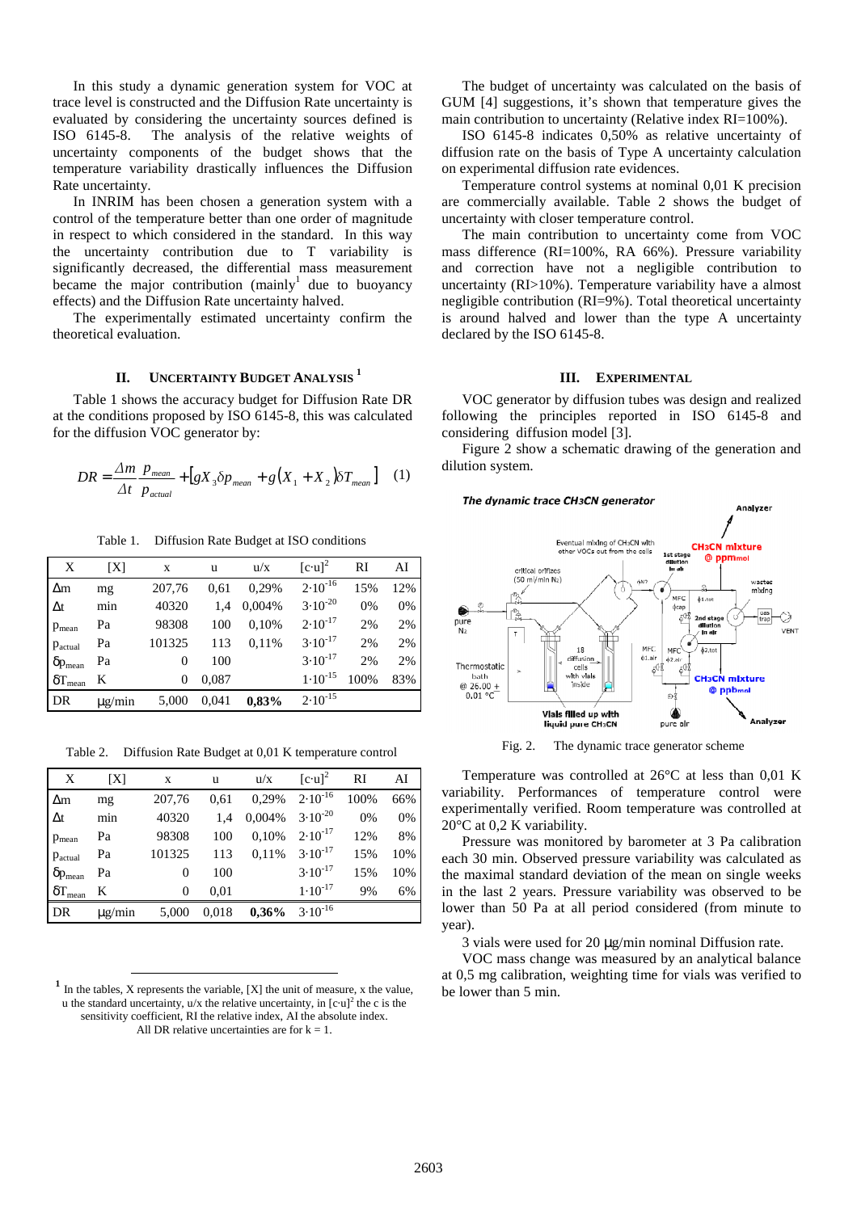In this study a dynamic generation system for VOC at trace level is constructed and the Diffusion Rate uncertainty is evaluated by considering the uncertainty sources defined is ISO 6145-8. The analysis of the relative weights of uncertainty components of the budget shows that the temperature variability drastically influences the Diffusion Rate uncertainty.

In INRIM has been chosen a generation system with a control of the temperature better than one order of magnitude in respect to which considered in the standard. In this way the uncertainty contribution due to T variability is significantly decreased, the differential mass measurement became the major contribution (mainly[1] due to buoyancy effects) and the Diffusion Rate uncertainty halved.

The experimentally estimated uncertainty confirm the theoretical evaluation.

## II. Uncertainty Budget Analysis [1]

Table 1 shows the accuracy budget for Diffusion Rate DR at the conditions proposed by ISO 6145-8, this was calculated for the diffusion VOC generator by:

$$DR = \frac{\Delta m}{\Delta t}\frac{p_{mean}}{p_{actual}} + \left[gX_3\delta p_{mean} + g(X_1 + X_2)\delta T_{mean}\right] \quad (1)$$

Table 1. Diffusion Rate Budget at ISO conditions

| X | [X] | x | u | u/x | $[c\cdot u]^2$ | RI | AI |
|---|---|---|---|---|---|---|---|
| $\Delta m$ | mg | 207,76 | 0,61 | 0,29% | $2\cdot10^{-16}$ | 15% | 12% |
| $\Delta t$ | min | 40320 | 1,4 | 0,004% | $3\cdot10^{-20}$ | 0% | 0% |
| $p_{mean}$ | Pa | 98308 | 100 | 0,10% | $2\cdot10^{-17}$ | 2% | 2% |
| $p_{actual}$ | Pa | 101325 | 113 | 0,11% | $3\cdot10^{-17}$ | 2% | 2% |
| $\delta p_{mean}$ | Pa | 0 | 100 | | $3\cdot10^{-17}$ | 2% | 2% |
| $\delta T_{mean}$ | K | 0 | 0,087 | | $1\cdot10^{-15}$ | 100% | 83% |
| DR | μg/min | 5,000 | 0,041 | **0,83%** | $2\cdot10^{-15}$ | | |

Table 2. Diffusion Rate Budget at 0,01 K temperature control

| X | [X] | x | u | u/x | $[c\cdot u]^2$ | RI | AI |
|---|---|---|---|---|---|---|---|
| $\Delta m$ | mg | 207,76 | 0,61 | 0,29% | $2\cdot10^{-16}$ | 100% | 66% |
| $\Delta t$ | min | 40320 | 1,4 | 0,004% | $3\cdot10^{-20}$ | 0% | 0% |
| $p_{mean}$ | Pa | 98308 | 100 | 0,10% | $2\cdot10^{-17}$ | 12% | 8% |
| $p_{actual}$ | Pa | 101325 | 113 | 0,11% | $3\cdot10^{-17}$ | 15% | 10% |
| $\delta p_{mean}$ | Pa | 0 | 100 | | $3\cdot10^{-17}$ | 15% | 10% |
| $\delta T_{mean}$ | K | 0 | 0,01 | | $1\cdot10^{-17}$ | 9% | 6% |
| DR | μg/min | 5,000 | 0,018 | **0,36%** | $3\cdot10^{-16}$ | | |

[1] In the tables, X represents the variable, [X] the unit of measure, x the value, u the standard uncertainty, u/x the relative uncertainty, in $[c\cdot u]^2$ the c is the sensitivity coefficient, RI the relative index, AI the absolute index. All DR relative uncertainties are for k = 1.

The budget of uncertainty was calculated on the basis of GUM [4] suggestions, it's shown that temperature gives the main contribution to uncertainty (Relative index RI=100%).

ISO 6145-8 indicates 0,50% as relative uncertainty of diffusion rate on the basis of Type A uncertainty calculation on experimental diffusion rate evidences.

Temperature control systems at nominal 0,01 K precision are commercially available. Table 2 shows the budget of uncertainty with closer temperature control.

The main contribution to uncertainty come from VOC mass difference (RI=100%, RA 66%). Pressure variability and correction have not a negligible contribution to uncertainty (RI>10%). Temperature variability have a almost negligible contribution (RI=9%). Total theoretical uncertainty is around halved and lower than the type A uncertainty declared by the ISO 6145-8.

## III. Experimental

VOC generator by diffusion tubes was design and realized following the principles reported in ISO 6145-8 and considering diffusion model [3].

Figure 2 show a schematic drawing of the generation and dilution system.

Fig. 2. The dynamic trace generator scheme

Temperature was controlled at 26°C at less than 0,01 K variability. Performances of temperature control were experimentally verified. Room temperature was controlled at 20°C at 0,2 K variability.

Pressure was monitored by barometer at 3 Pa calibration each 30 min. Observed pressure variability was calculated as the maximal standard deviation of the mean on single weeks in the last 2 years. Pressure variability was observed to be lower than 50 Pa at all period considered (from minute to year).

3 vials were used for 20 μg/min nominal Diffusion rate.

VOC mass change was measured by an analytical balance at 0,5 mg calibration, weighting time for vials was verified to be lower than 5 min.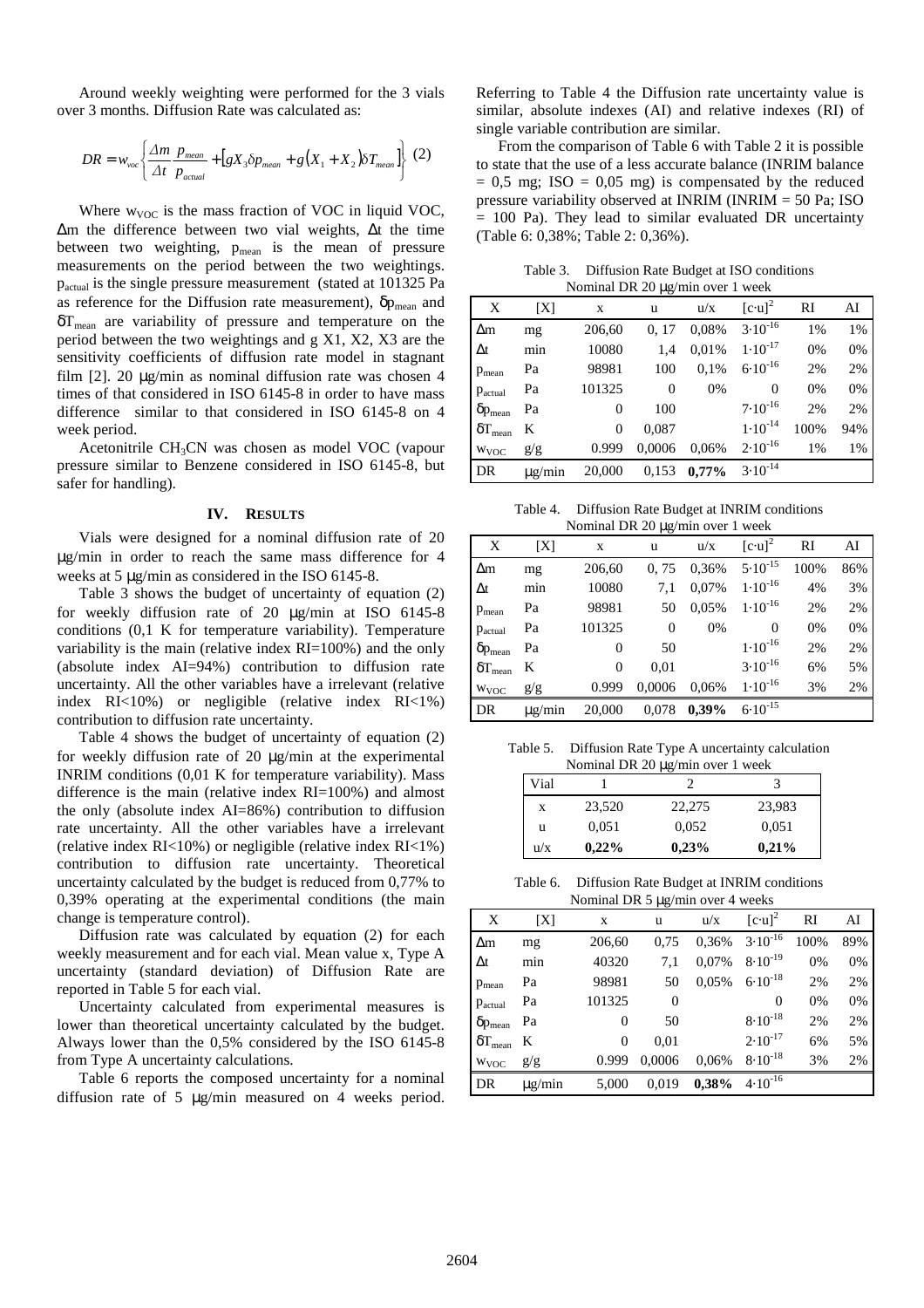Around weekly weighting were performed for the 3 vials over 3 months. Diffusion Rate was calculated as:

$$DR = w_{voc}\left\{\frac{\Delta m}{\Delta t}\frac{p_{mean}}{p_{actual}} + \left[gX_3\delta p_{mean} + g\left(X_1 + X_2\right)\delta T_{mean}\right]\right\} \quad (2)$$

Where $w_{VOC}$ is the mass fraction of VOC in liquid VOC, $\Delta m$ the difference between two vial weights, $\Delta t$ the time between two weighting, $p_{mean}$ is the mean of pressure measurements on the period between the two weightings. $p_{actual}$ is the single pressure measurement (stated at 101325 Pa as reference for the Diffusion rate measurement), $\delta p_{mean}$ and $\delta T_{mean}$ are variability of pressure and temperature on the period between the two weightings and g X1, X2, X3 are the sensitivity coefficients of diffusion rate model in stagnant film [2]. 20 µg/min as nominal diffusion rate was chosen 4 times of that considered in ISO 6145-8 in order to have mass difference similar to that considered in ISO 6145-8 on 4 week period.

Acetonitrile $CH_3CN$ was chosen as model VOC (vapour pressure similar to Benzene considered in ISO 6145-8, but safer for handling).

## IV. Results

Vials were designed for a nominal diffusion rate of 20 µg/min in order to reach the same mass difference for 4 weeks at 5 µg/min as considered in the ISO 6145-8.

Table 3 shows the budget of uncertainty of equation (2) for weekly diffusion rate of 20 µg/min at ISO 6145-8 conditions (0,1 K for temperature variability). Temperature variability is the main (relative index RI=100%) and the only (absolute index AI=94%) contribution to diffusion rate uncertainty. All the other variables have a irrelevant (relative index RI<10%) or negligible (relative index RI<1%) contribution to diffusion rate uncertainty.

Table 4 shows the budget of uncertainty of equation (2) for weekly diffusion rate of 20 µg/min at the experimental INRIM conditions (0,01 K for temperature variability). Mass difference is the main (relative index RI=100%) and almost the only (absolute index AI=86%) contribution to diffusion rate uncertainty. All the other variables have a irrelevant (relative index RI<10%) or negligible (relative index RI<1%) contribution to diffusion rate uncertainty. Theoretical uncertainty calculated by the budget is reduced from 0,77% to 0,39% operating at the experimental conditions (the main change is temperature control).

Diffusion rate was calculated by equation (2) for each weekly measurement and for each vial. Mean value x, Type A uncertainty (standard deviation) of Diffusion Rate are reported in Table 5 for each vial.

Uncertainty calculated from experimental measures is lower than theoretical uncertainty calculated by the budget. Always lower than the 0,5% considered by the ISO 6145-8 from Type A uncertainty calculations.

Table 6 reports the composed uncertainty for a nominal diffusion rate of 5 µg/min measured on 4 weeks period. Referring to Table 4 the Diffusion rate uncertainty value is similar, absolute indexes (AI) and relative indexes (RI) of single variable contribution are similar.

From the comparison of Table 6 with Table 2 it is possible to state that the use of a less accurate balance (INRIM balance = 0,5 mg; ISO = 0,05 mg) is compensated by the reduced pressure variability observed at INRIM (INRIM = 50 Pa; ISO = 100 Pa). They lead to similar evaluated DR uncertainty (Table 6: 0,38%; Table 2: 0,36%).

Table 3. Diffusion Rate Budget at ISO conditions
Nominal DR 20 µg/min over 1 week

| X | [X] | x | u | u/x | $[c\cdot u]^2$ | RI | AI |
|---|---|---|---|---|---|---|---|
| $\Delta m$ | mg | 206,60 | 0, 17 | 0,08% | $3\cdot 10^{-16}$ | 1% | 1% |
| $\Delta t$ | min | 10080 | 1,4 | 0,01% | $1\cdot 10^{-17}$ | 0% | 0% |
| $p_{mean}$ | Pa | 98981 | 100 | 0,1% | $6\cdot 10^{-16}$ | 2% | 2% |
| $p_{actual}$ | Pa | 101325 | 0 | 0% | 0 | 0% | 0% |
| $\delta p_{mean}$ | Pa | 0 | 100 | | $7\cdot 10^{-16}$ | 2% | 2% |
| $\delta T_{mean}$ | K | 0 | 0,087 | | $1\cdot 10^{-14}$ | 100% | 94% |
| $w_{VOC}$ | g/g | 0.999 | 0,0006 | 0,06% | $2\cdot 10^{-16}$ | 1% | 1% |
| DR | µg/min | 20,000 | 0,153 | **0,77%** | $3\cdot 10^{-14}$ | | |

Table 4. Diffusion Rate Budget at INRIM conditions
Nominal DR 20 µg/min over 1 week

| X | [X] | x | u | u/x | $[c\cdot u]^2$ | RI | AI |
|---|---|---|---|---|---|---|---|
| $\Delta m$ | mg | 206,60 | 0, 75 | 0,36% | $5\cdot 10^{-15}$ | 100% | 86% |
| $\Delta t$ | min | 10080 | 7,1 | 0,07% | $1\cdot 10^{-16}$ | 4% | 3% |
| $p_{mean}$ | Pa | 98981 | 50 | 0,05% | $1\cdot 10^{-16}$ | 2% | 2% |
| $p_{actual}$ | Pa | 101325 | 0 | 0% | 0 | 0% | 0% |
| $\delta p_{mean}$ | Pa | 0 | 50 | | $1\cdot 10^{-16}$ | 2% | 2% |
| $\delta T_{mean}$ | K | 0 | 0,01 | | $3\cdot 10^{-16}$ | 6% | 5% |
| $w_{VOC}$ | g/g | 0.999 | 0,0006 | 0,06% | $1\cdot 10^{-16}$ | 3% | 2% |
| DR | µg/min | 20,000 | 0,078 | **0,39%** | $6\cdot 10^{-15}$ | | |

Table 5. Diffusion Rate Type A uncertainty calculation
Nominal DR 20 µg/min over 1 week

| Vial | 1 | 2 | 3 |
|---|---|---|---|
| x | 23,520 | 22,275 | 23,983 |
| u | 0,051 | 0,052 | 0,051 |
| u/x | **0,22%** | **0,23%** | **0,21%** |

Table 6. Diffusion Rate Budget at INRIM conditions
Nominal DR 5 µg/min over 4 weeks

| X | [X] | x | u | u/x | $[c\cdot u]^2$ | RI | AI |
|---|---|---|---|---|---|---|---|
| $\Delta m$ | mg | 206,60 | 0,75 | 0,36% | $3\cdot 10^{-16}$ | 100% | 89% |
| $\Delta t$ | min | 40320 | 7,1 | 0,07% | $8\cdot 10^{-19}$ | 0% | 0% |
| $p_{mean}$ | Pa | 98981 | 50 | 0,05% | $6\cdot 10^{-18}$ | 2% | 2% |
| $p_{actual}$ | Pa | 101325 | 0 | | 0 | 0% | 0% |
| $\delta p_{mean}$ | Pa | 0 | 50 | | $8\cdot 10^{-18}$ | 2% | 2% |
| $\delta T_{mean}$ | K | 0 | 0,01 | | $2\cdot 10^{-17}$ | 6% | 5% |
| $w_{VOC}$ | g/g | 0.999 | 0,0006 | 0,06% | $8\cdot 10^{-18}$ | 3% | 2% |
| DR | µg/min | 5,000 | 0,019 | **0,38%** | $4\cdot 10^{-16}$ | | |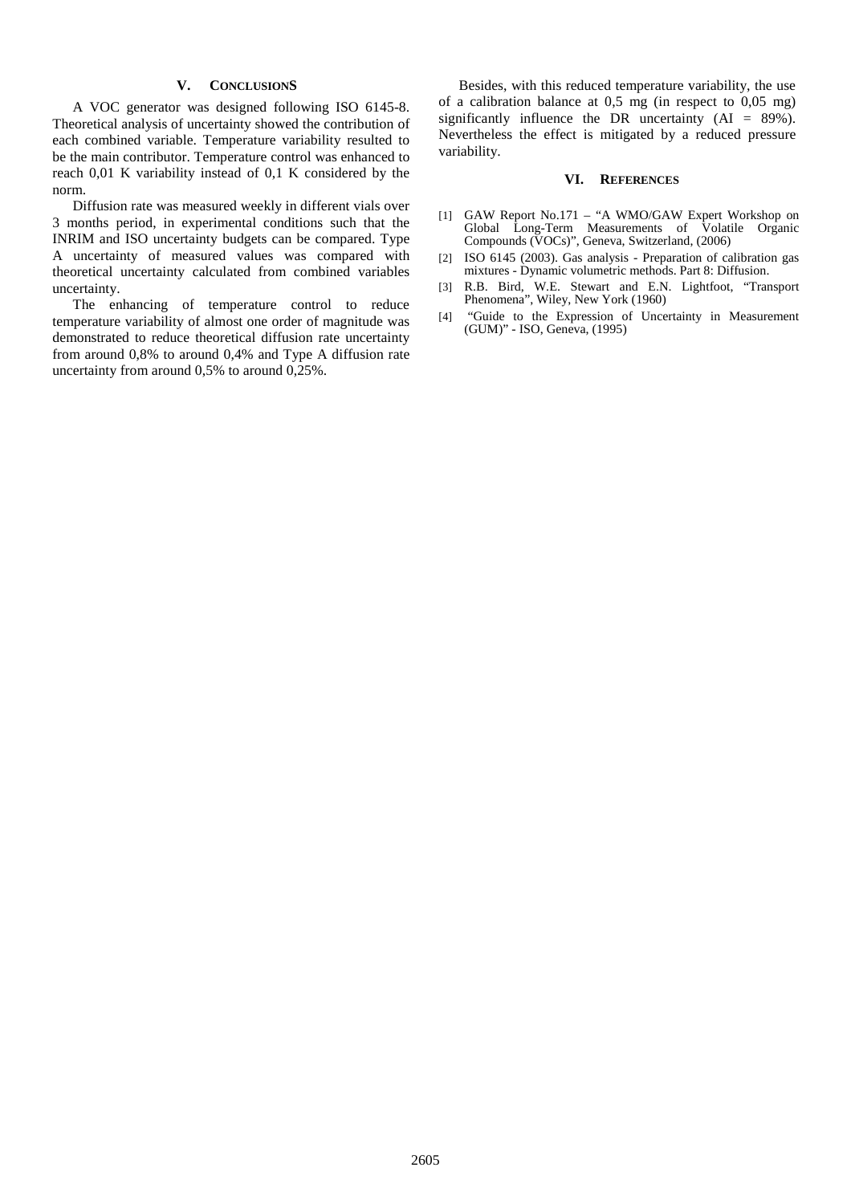## V. CONCLUSIONS

A VOC generator was designed following ISO 6145-8. Theoretical analysis of uncertainty showed the contribution of each combined variable. Temperature variability resulted to be the main contributor. Temperature control was enhanced to reach 0,01 K variability instead of 0,1 K considered by the norm.

Diffusion rate was measured weekly in different vials over 3 months period, in experimental conditions such that the INRIM and ISO uncertainty budgets can be compared. Type A uncertainty of measured values was compared with theoretical uncertainty calculated from combined variables uncertainty.

The enhancing of temperature control to reduce temperature variability of almost one order of magnitude was demonstrated to reduce theoretical diffusion rate uncertainty from around 0,8% to around 0,4% and Type A diffusion rate uncertainty from around 0,5% to around 0,25%.

Besides, with this reduced temperature variability, the use of a calibration balance at 0,5 mg (in respect to 0,05 mg) significantly influence the DR uncertainty (AI = 89%). Nevertheless the effect is mitigated by a reduced pressure variability.

## VI. REFERENCES

[1] GAW Report No.171 – "A WMO/GAW Expert Workshop on Global Long-Term Measurements of Volatile Organic Compounds (VOCs)", Geneva, Switzerland, (2006)

[2] ISO 6145 (2003). Gas analysis - Preparation of calibration gas mixtures - Dynamic volumetric methods. Part 8: Diffusion.

[3] R.B. Bird, W.E. Stewart and E.N. Lightfoot, "Transport Phenomena", Wiley, New York (1960)

[4] "Guide to the Expression of Uncertainty in Measurement (GUM)" - ISO, Geneva, (1995)